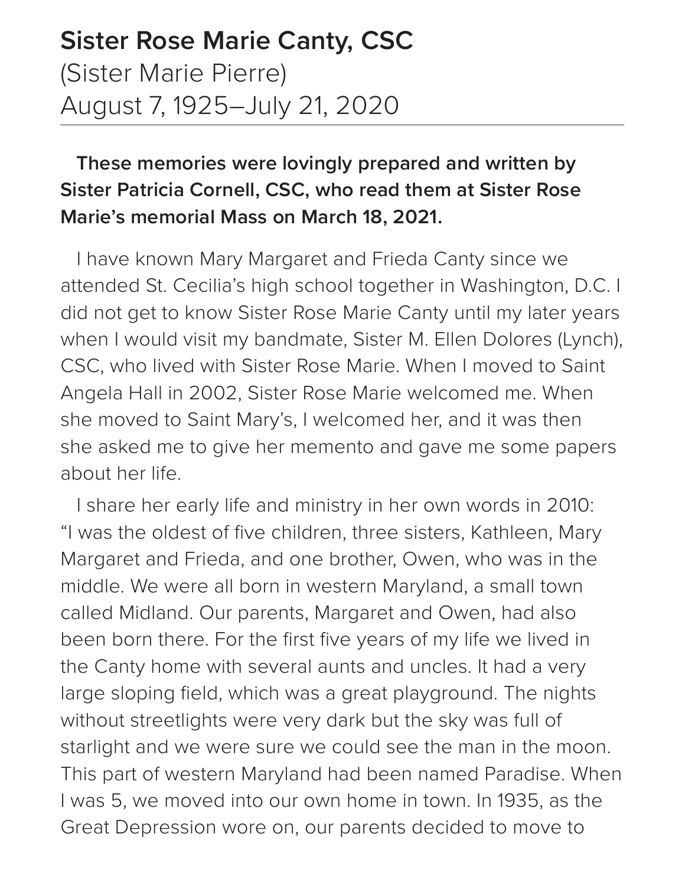# Sister Rose Marie Canty, CSC

(Sister Marie Pierre)
August 7, 1925–July 21, 2020

---

**These memories were lovingly prepared and written by Sister Patricia Cornell, CSC, who read them at Sister Rose Marie's memorial Mass on March 18, 2021.**

I have known Mary Margaret and Frieda Canty since we attended St. Cecilia's high school together in Washington, D.C. I did not get to know Sister Rose Marie Canty until my later years when I would visit my bandmate, Sister M. Ellen Dolores (Lynch), CSC, who lived with Sister Rose Marie. When I moved to Saint Angela Hall in 2002, Sister Rose Marie welcomed me. When she moved to Saint Mary's, I welcomed her, and it was then she asked me to give her memento and gave me some papers about her life.

I share her early life and ministry in her own words in 2010: "I was the oldest of five children, three sisters, Kathleen, Mary Margaret and Frieda, and one brother, Owen, who was in the middle. We were all born in western Maryland, a small town called Midland. Our parents, Margaret and Owen, had also been born there. For the first five years of my life we lived in the Canty home with several aunts and uncles. It had a very large sloping field, which was a great playground. The nights without streetlights were very dark but the sky was full of starlight and we were sure we could see the man in the moon. This part of western Maryland had been named Paradise. When I was 5, we moved into our own home in town. In 1935, as the Great Depression wore on, our parents decided to move to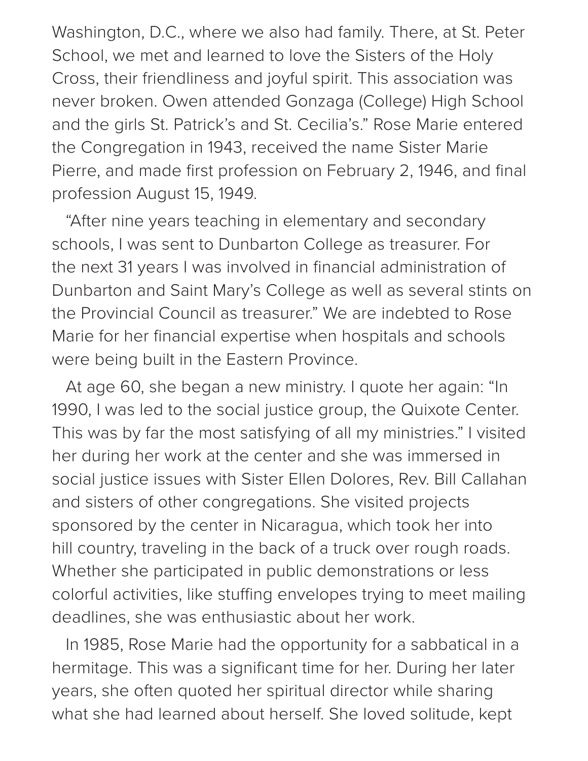Washington, D.C., where we also had family. There, at St. Peter School, we met and learned to love the Sisters of the Holy Cross, their friendliness and joyful spirit. This association was never broken. Owen attended Gonzaga (College) High School and the girls St. Patrick's and St. Cecilia's." Rose Marie entered the Congregation in 1943, received the name Sister Marie Pierre, and made first profession on February 2, 1946, and final profession August 15, 1949.

"After nine years teaching in elementary and secondary schools, I was sent to Dunbarton College as treasurer. For the next 31 years I was involved in financial administration of Dunbarton and Saint Mary's College as well as several stints on the Provincial Council as treasurer." We are indebted to Rose Marie for her financial expertise when hospitals and schools were being built in the Eastern Province.

At age 60, she began a new ministry. I quote her again: "In 1990, I was led to the social justice group, the Quixote Center. This was by far the most satisfying of all my ministries." I visited her during her work at the center and she was immersed in social justice issues with Sister Ellen Dolores, Rev. Bill Callahan and sisters of other congregations. She visited projects sponsored by the center in Nicaragua, which took her into hill country, traveling in the back of a truck over rough roads. Whether she participated in public demonstrations or less colorful activities, like stuffing envelopes trying to meet mailing deadlines, she was enthusiastic about her work.

In 1985, Rose Marie had the opportunity for a sabbatical in a hermitage. This was a significant time for her. During her later years, she often quoted her spiritual director while sharing what she had learned about herself. She loved solitude, kept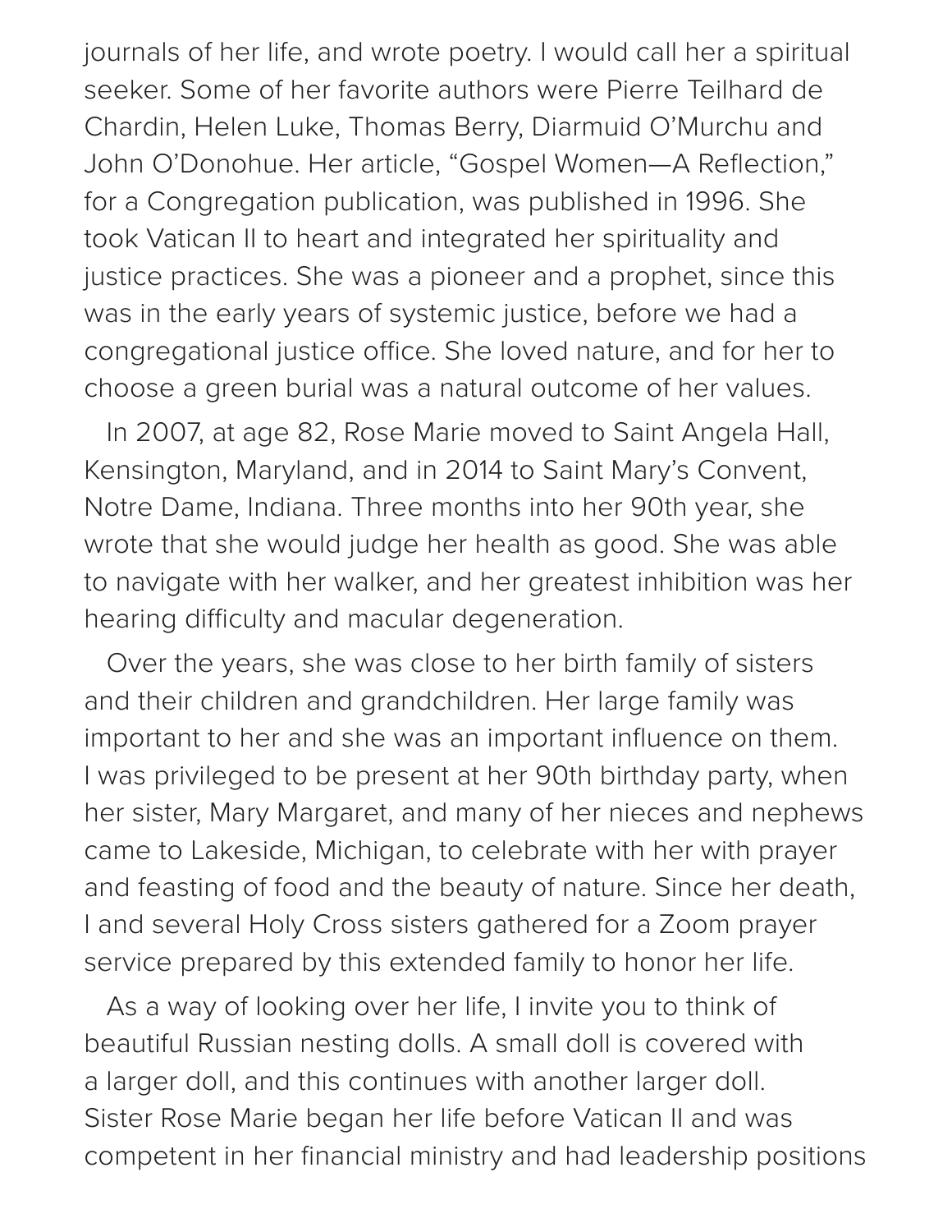journals of her life, and wrote poetry. I would call her a spiritual seeker. Some of her favorite authors were Pierre Teilhard de Chardin, Helen Luke, Thomas Berry, Diarmuid O'Murchu and John O'Donohue. Her article, "Gospel Women—A Reflection," for a Congregation publication, was published in 1996. She took Vatican II to heart and integrated her spirituality and justice practices. She was a pioneer and a prophet, since this was in the early years of systemic justice, before we had a congregational justice office. She loved nature, and for her to choose a green burial was a natural outcome of her values.

In 2007, at age 82, Rose Marie moved to Saint Angela Hall, Kensington, Maryland, and in 2014 to Saint Mary's Convent, Notre Dame, Indiana. Three months into her 90th year, she wrote that she would judge her health as good. She was able to navigate with her walker, and her greatest inhibition was her hearing difficulty and macular degeneration.

Over the years, she was close to her birth family of sisters and their children and grandchildren. Her large family was important to her and she was an important influence on them. I was privileged to be present at her 90th birthday party, when her sister, Mary Margaret, and many of her nieces and nephews came to Lakeside, Michigan, to celebrate with her with prayer and feasting of food and the beauty of nature. Since her death, I and several Holy Cross sisters gathered for a Zoom prayer service prepared by this extended family to honor her life.

As a way of looking over her life, I invite you to think of beautiful Russian nesting dolls. A small doll is covered with a larger doll, and this continues with another larger doll. Sister Rose Marie began her life before Vatican II and was competent in her financial ministry and had leadership positions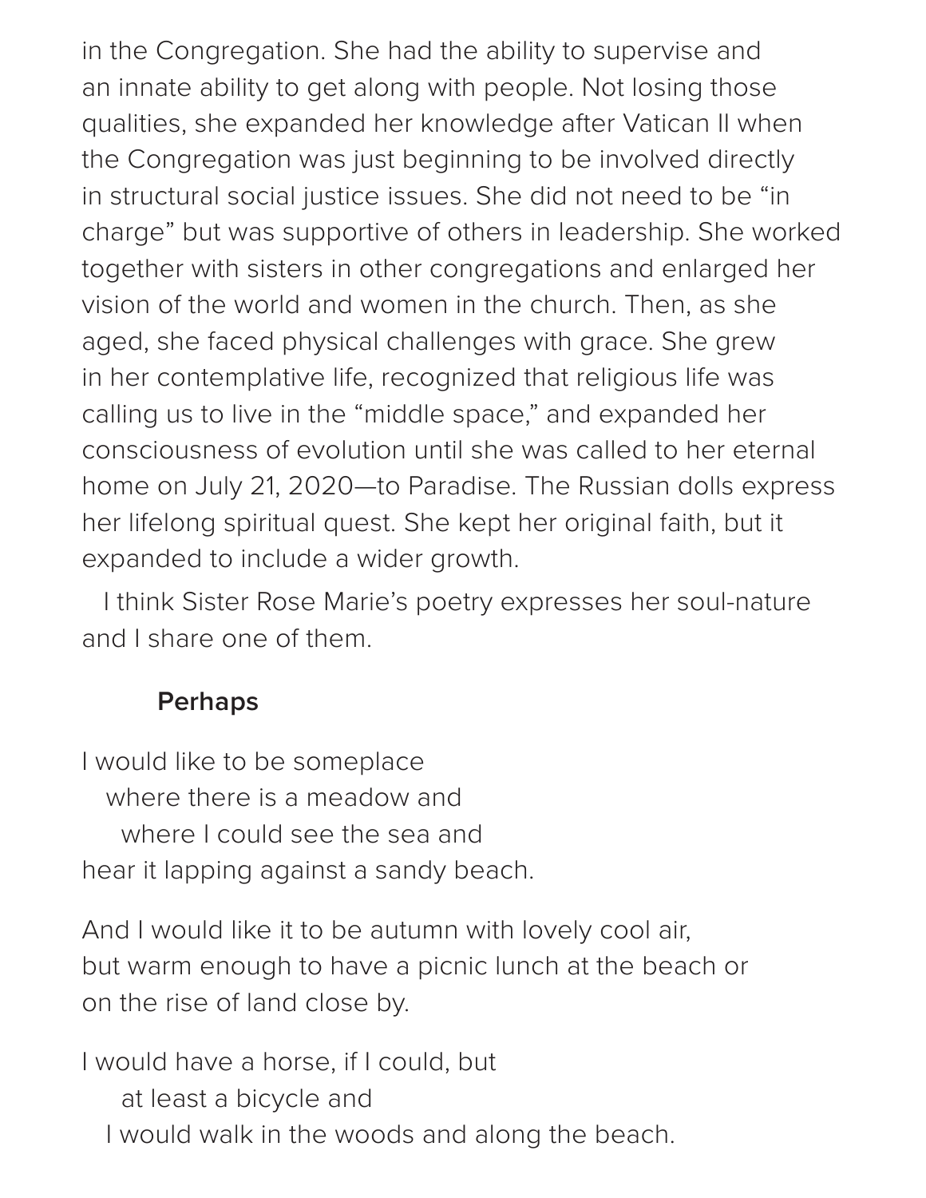in the Congregation. She had the ability to supervise and an innate ability to get along with people. Not losing those qualities, she expanded her knowledge after Vatican II when the Congregation was just beginning to be involved directly in structural social justice issues. She did not need to be "in charge" but was supportive of others in leadership. She worked together with sisters in other congregations and enlarged her vision of the world and women in the church. Then, as she aged, she faced physical challenges with grace. She grew in her contemplative life, recognized that religious life was calling us to live in the "middle space," and expanded her consciousness of evolution until she was called to her eternal home on July 21, 2020—to Paradise. The Russian dolls express her lifelong spiritual quest. She kept her original faith, but it expanded to include a wider growth.

I think Sister Rose Marie's poetry expresses her soul-nature and I share one of them.

**Perhaps**

I would like to be someplace  
where there is a meadow and  
where I could see the sea and  
hear it lapping against a sandy beach.

And I would like it to be autumn with lovely cool air,  
but warm enough to have a picnic lunch at the beach or  
on the rise of land close by.

I would have a horse, if I could, but  
at least a bicycle and  
I would walk in the woods and along the beach.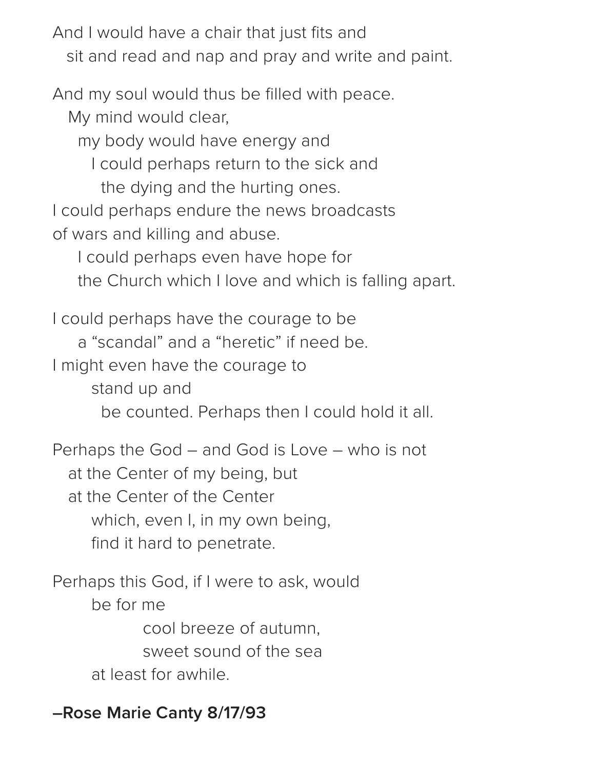And I would have a chair that just fits and
sit and read and nap and pray and write and paint.

And my soul would thus be filled with peace.
My mind would clear,
my body would have energy and
I could perhaps return to the sick and
the dying and the hurting ones.
I could perhaps endure the news broadcasts
of wars and killing and abuse.
I could perhaps even have hope for
the Church which I love and which is falling apart.

I could perhaps have the courage to be
a “scandal” and a “heretic” if need be.
I might even have the courage to
stand up and
be counted. Perhaps then I could hold it all.

Perhaps the God – and God is Love – who is not
at the Center of my being, but
at the Center of the Center
which, even I, in my own being,
find it hard to penetrate.

Perhaps this God, if I were to ask, would
be for me
cool breeze of autumn,
sweet sound of the sea
at least for awhile.

**–Rose Marie Canty 8/17/93**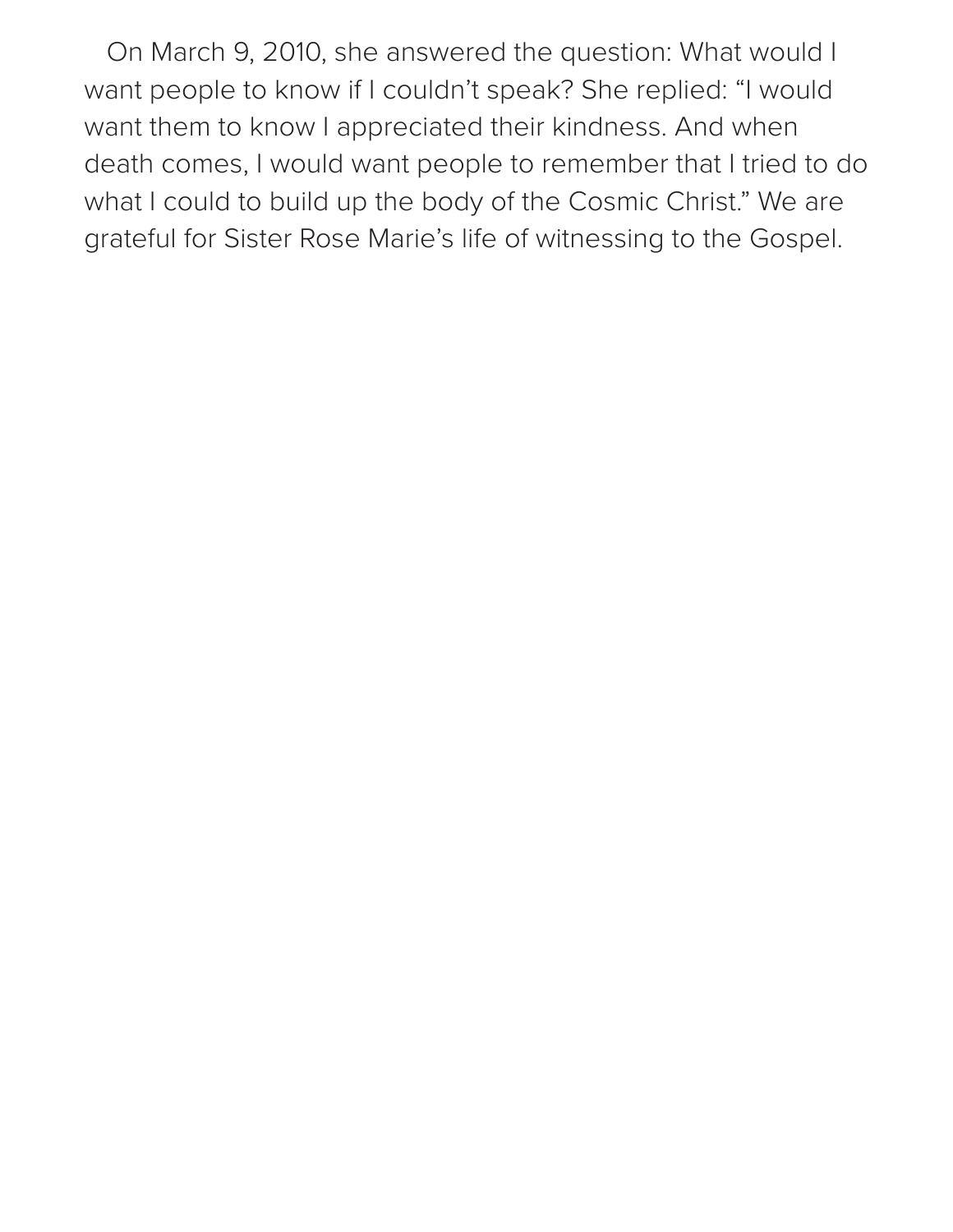On March 9, 2010, she answered the question: What would I want people to know if I couldn't speak? She replied: "I would want them to know I appreciated their kindness. And when death comes, I would want people to remember that I tried to do what I could to build up the body of the Cosmic Christ." We are grateful for Sister Rose Marie's life of witnessing to the Gospel.